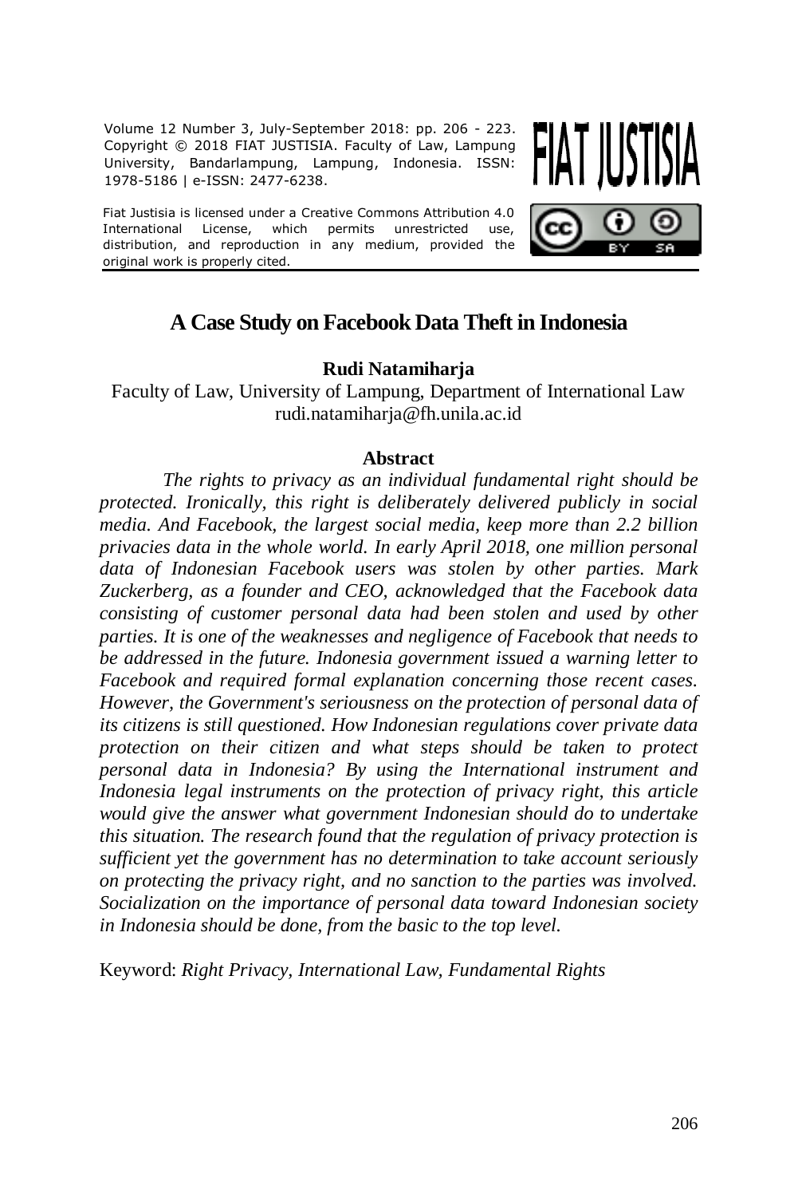Volume 12 Number 3, July-September 2018: pp. 206 - 223. Copyright © 2018 FIAT JUSTISIA. Faculty of Law, Lampung University, Bandarlampung, Lampung, Indonesia. ISSN: 1978-5186 | e-ISSN: 2477-6238.

Fiat Justisia is licensed under a Creative Commons Attribution 4.0 International License, which permits unrestricted use, distribution, and reproduction in any medium, provided the original work is properly cited.

# A Case Study on Facebook Data Theft in Indonesia

**Rudi Natamiharja**

Faculty of Law, University of Lampung, Department of International Law
rudi.natamiharja@fh.unila.ac.id

### Abstract

*The rights to privacy as an individual fundamental right should be protected. Ironically, this right is deliberately delivered publicly in social media. And Facebook, the largest social media, keep more than 2.2 billion privacies data in the whole world. In early April 2018, one million personal data of Indonesian Facebook users was stolen by other parties. Mark Zuckerberg, as a founder and CEO, acknowledged that the Facebook data consisting of customer personal data had been stolen and used by other parties. It is one of the weaknesses and negligence of Facebook that needs to be addressed in the future. Indonesia government issued a warning letter to Facebook and required formal explanation concerning those recent cases. However, the Government's seriousness on the protection of personal data of its citizens is still questioned. How Indonesian regulations cover private data protection on their citizen and what steps should be taken to protect personal data in Indonesia? By using the International instrument and Indonesia legal instruments on the protection of privacy right, this article would give the answer what government Indonesian should do to undertake this situation. The research found that the regulation of privacy protection is sufficient yet the government has no determination to take account seriously on protecting the privacy right, and no sanction to the parties was involved. Socialization on the importance of personal data toward Indonesian society in Indonesia should be done, from the basic to the top level.*

Keyword: *Right Privacy, International Law, Fundamental Rights*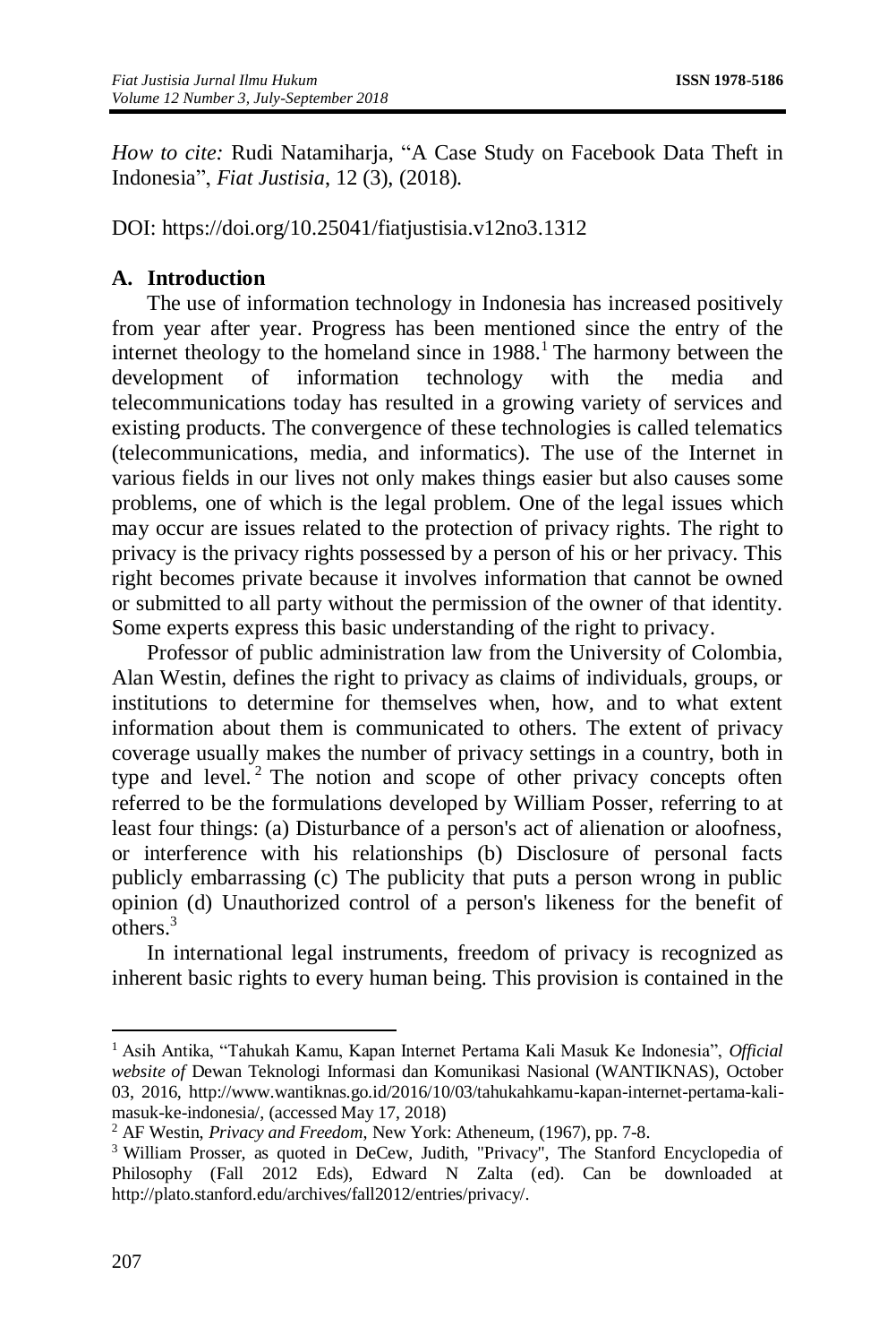*How to cite:* Rudi Natamiharja, "A Case Study on Facebook Data Theft in Indonesia", *Fiat Justisia*, 12 (3), (2018).

DOI: https://doi.org/10.25041/fiatjustisia.v12no3.1312

## A. Introduction

The use of information technology in Indonesia has increased positively from year after year. Progress has been mentioned since the entry of the internet theology to the homeland since in 1988.[1] The harmony between the development of information technology with the media and telecommunications today has resulted in a growing variety of services and existing products. The convergence of these technologies is called telematics (telecommunications, media, and informatics). The use of the Internet in various fields in our lives not only makes things easier but also causes some problems, one of which is the legal problem. One of the legal issues which may occur are issues related to the protection of privacy rights. The right to privacy is the privacy rights possessed by a person of his or her privacy. This right becomes private because it involves information that cannot be owned or submitted to all party without the permission of the owner of that identity. Some experts express this basic understanding of the right to privacy.

Professor of public administration law from the University of Colombia, Alan Westin, defines the right to privacy as claims of individuals, groups, or institutions to determine for themselves when, how, and to what extent information about them is communicated to others. The extent of privacy coverage usually makes the number of privacy settings in a country, both in type and level.[2] The notion and scope of other privacy concepts often referred to be the formulations developed by William Posser, referring to at least four things: (a) Disturbance of a person's act of alienation or aloofness, or interference with his relationships (b) Disclosure of personal facts publicly embarrassing (c) The publicity that puts a person wrong in public opinion (d) Unauthorized control of a person's likeness for the benefit of others.[3]

In international legal instruments, freedom of privacy is recognized as inherent basic rights to every human being. This provision is contained in the

---

[1] Asih Antika, "Tahukah Kamu, Kapan Internet Pertama Kali Masuk Ke Indonesia", *Official website of* Dewan Teknologi Informasi dan Komunikasi Nasional (WANTIKNAS), October 03, 2016, http://www.wantiknas.go.id/2016/10/03/tahukahkamu-kapan-internet-pertama-kali-masuk-ke-indonesia/, (accessed May 17, 2018)

[2] AF Westin, *Privacy and Freedom*, New York: Atheneum, (1967), pp. 7-8.

[3] William Prosser, as quoted in DeCew, Judith, "Privacy", The Stanford Encyclopedia of Philosophy (Fall 2012 Eds), Edward N Zalta (ed). Can be downloaded at http://plato.stanford.edu/archives/fall2012/entries/privacy/.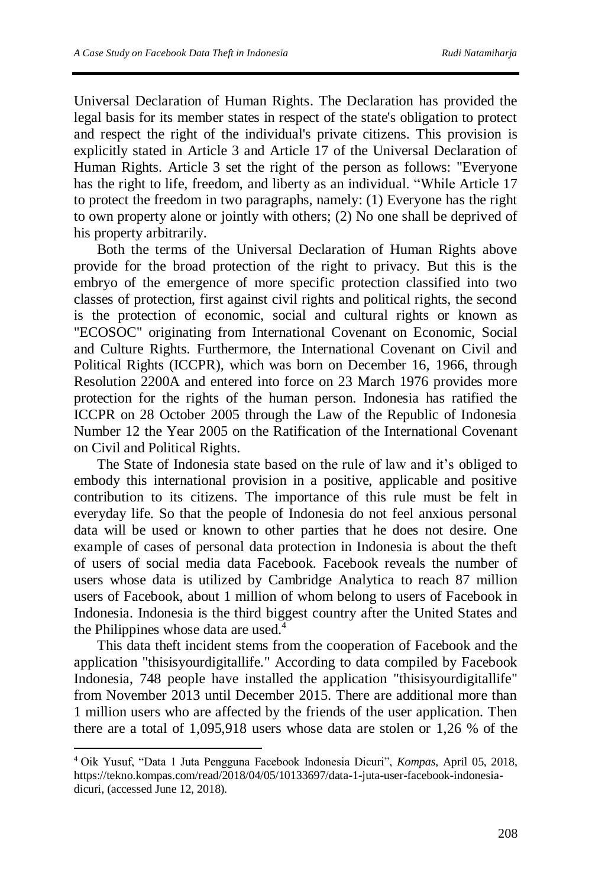Universal Declaration of Human Rights. The Declaration has provided the legal basis for its member states in respect of the state's obligation to protect and respect the right of the individual's private citizens. This provision is explicitly stated in Article 3 and Article 17 of the Universal Declaration of Human Rights. Article 3 set the right of the person as follows: "Everyone has the right to life, freedom, and liberty as an individual. "While Article 17 to protect the freedom in two paragraphs, namely: (1) Everyone has the right to own property alone or jointly with others; (2) No one shall be deprived of his property arbitrarily.

Both the terms of the Universal Declaration of Human Rights above provide for the broad protection of the right to privacy. But this is the embryo of the emergence of more specific protection classified into two classes of protection, first against civil rights and political rights, the second is the protection of economic, social and cultural rights or known as "ECOSOC" originating from International Covenant on Economic, Social and Culture Rights. Furthermore, the International Covenant on Civil and Political Rights (ICCPR), which was born on December 16, 1966, through Resolution 2200A and entered into force on 23 March 1976 provides more protection for the rights of the human person. Indonesia has ratified the ICCPR on 28 October 2005 through the Law of the Republic of Indonesia Number 12 the Year 2005 on the Ratification of the International Covenant on Civil and Political Rights.

The State of Indonesia state based on the rule of law and it's obliged to embody this international provision in a positive, applicable and positive contribution to its citizens. The importance of this rule must be felt in everyday life. So that the people of Indonesia do not feel anxious personal data will be used or known to other parties that he does not desire. One example of cases of personal data protection in Indonesia is about the theft of users of social media data Facebook. Facebook reveals the number of users whose data is utilized by Cambridge Analytica to reach 87 million users of Facebook, about 1 million of whom belong to users of Facebook in Indonesia. Indonesia is the third biggest country after the United States and the Philippines whose data are used.[4]

This data theft incident stems from the cooperation of Facebook and the application "thisisyourdigitallife." According to data compiled by Facebook Indonesia, 748 people have installed the application "thisisyourdigitallife" from November 2013 until December 2015. There are additional more than 1 million users who are affected by the friends of the user application. Then there are a total of 1,095,918 users whose data are stolen or 1,26 % of the

[4] Oik Yusuf, "Data 1 Juta Pengguna Facebook Indonesia Dicuri", *Kompas*, April 05, 2018, https://tekno.kompas.com/read/2018/04/05/10133697/data-1-juta-user-facebook-indonesia-dicuri, (accessed June 12, 2018).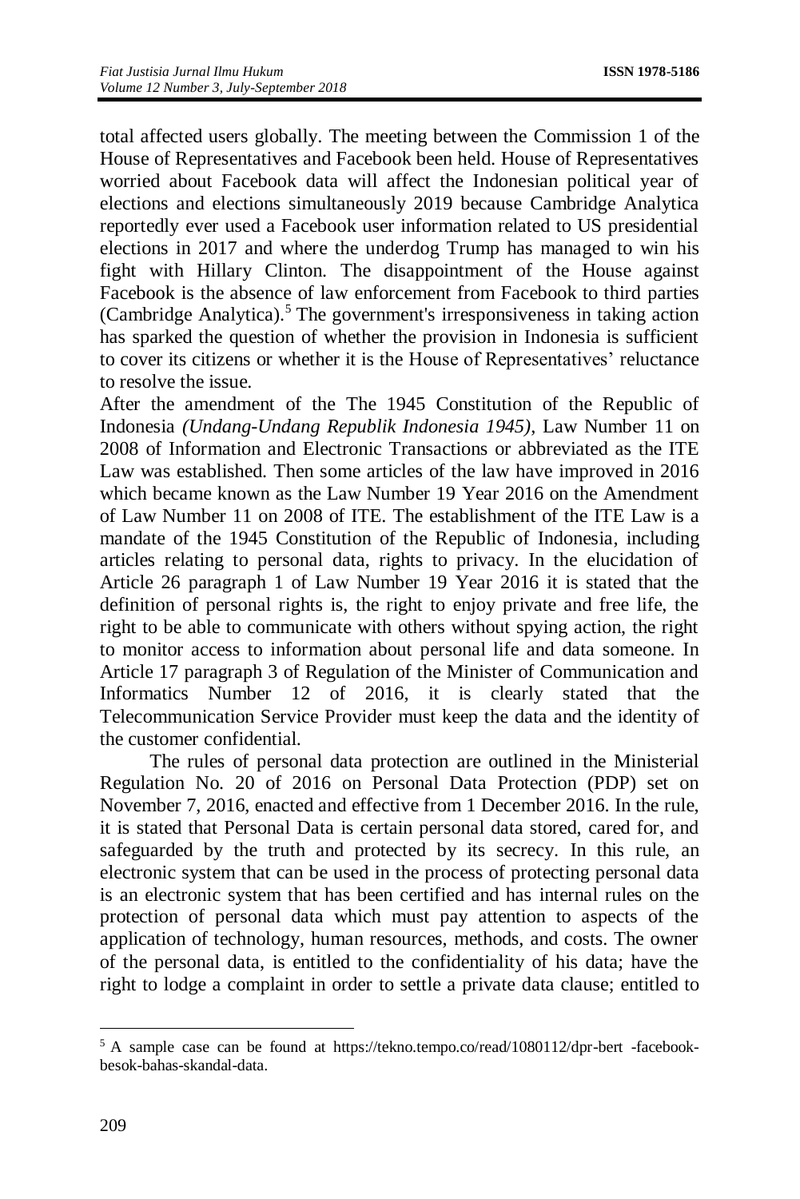total affected users globally. The meeting between the Commission 1 of the House of Representatives and Facebook been held. House of Representatives worried about Facebook data will affect the Indonesian political year of elections and elections simultaneously 2019 because Cambridge Analytica reportedly ever used a Facebook user information related to US presidential elections in 2017 and where the underdog Trump has managed to win his fight with Hillary Clinton. The disappointment of the House against Facebook is the absence of law enforcement from Facebook to third parties (Cambridge Analytica).[5] The government's irresponsiveness in taking action has sparked the question of whether the provision in Indonesia is sufficient to cover its citizens or whether it is the House of Representatives' reluctance to resolve the issue.

After the amendment of the The 1945 Constitution of the Republic of Indonesia *(Undang-Undang Republik Indonesia 1945)*, Law Number 11 on 2008 of Information and Electronic Transactions or abbreviated as the ITE Law was established. Then some articles of the law have improved in 2016 which became known as the Law Number 19 Year 2016 on the Amendment of Law Number 11 on 2008 of ITE. The establishment of the ITE Law is a mandate of the 1945 Constitution of the Republic of Indonesia, including articles relating to personal data, rights to privacy. In the elucidation of Article 26 paragraph 1 of Law Number 19 Year 2016 it is stated that the definition of personal rights is, the right to enjoy private and free life, the right to be able to communicate with others without spying action, the right to monitor access to information about personal life and data someone. In Article 17 paragraph 3 of Regulation of the Minister of Communication and Informatics Number 12 of 2016, it is clearly stated that the Telecommunication Service Provider must keep the data and the identity of the customer confidential.

The rules of personal data protection are outlined in the Ministerial Regulation No. 20 of 2016 on Personal Data Protection (PDP) set on November 7, 2016, enacted and effective from 1 December 2016. In the rule, it is stated that Personal Data is certain personal data stored, cared for, and safeguarded by the truth and protected by its secrecy. In this rule, an electronic system that can be used in the process of protecting personal data is an electronic system that has been certified and has internal rules on the protection of personal data which must pay attention to aspects of the application of technology, human resources, methods, and costs. The owner of the personal data, is entitled to the confidentiality of his data; have the right to lodge a complaint in order to settle a private data clause; entitled to

---

[5] A sample case can be found at https://tekno.tempo.co/read/1080112/dpr-bert -facebook-besok-bahas-skandal-data.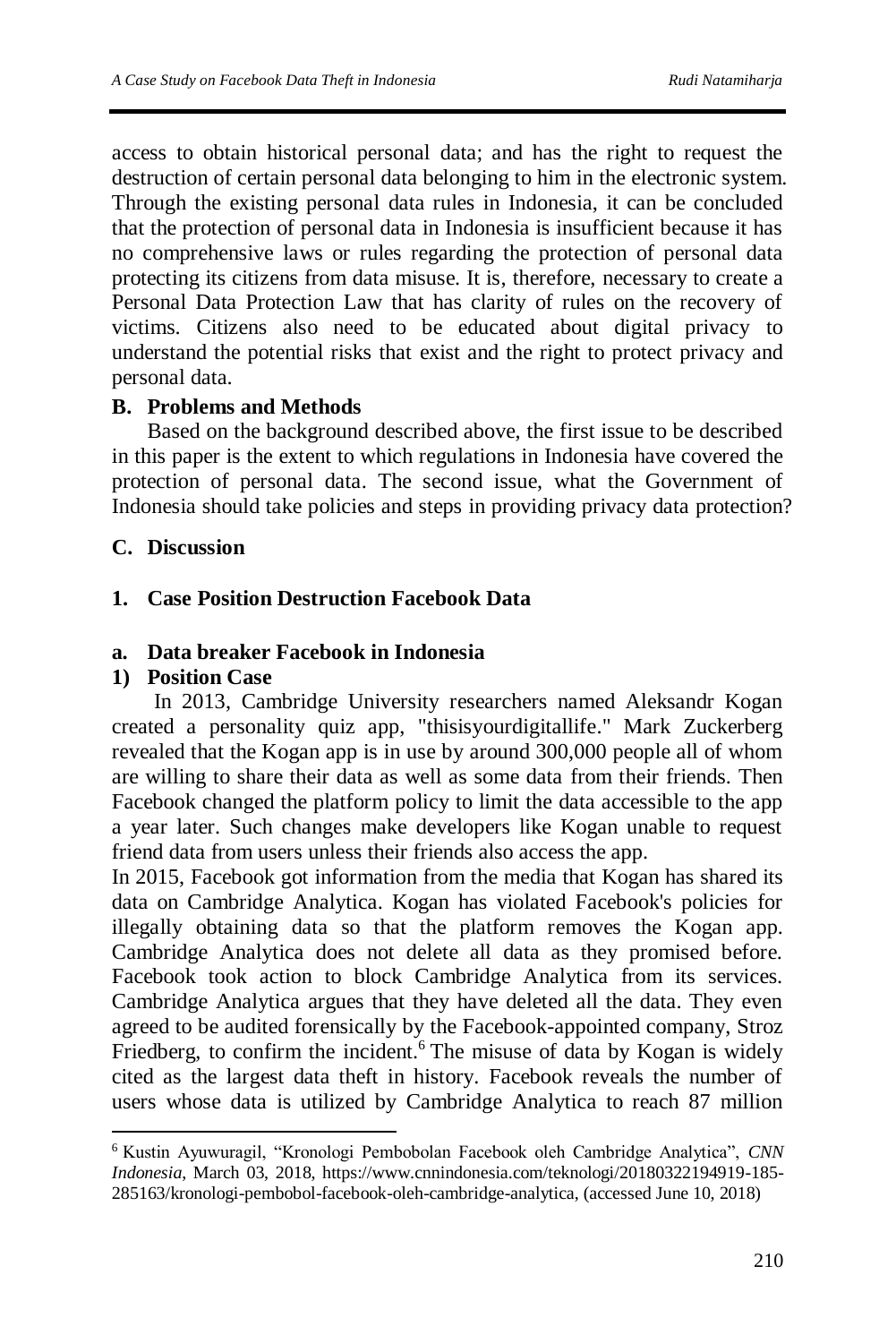access to obtain historical personal data; and has the right to request the destruction of certain personal data belonging to him in the electronic system. Through the existing personal data rules in Indonesia, it can be concluded that the protection of personal data in Indonesia is insufficient because it has no comprehensive laws or rules regarding the protection of personal data protecting its citizens from data misuse. It is, therefore, necessary to create a Personal Data Protection Law that has clarity of rules on the recovery of victims. Citizens also need to be educated about digital privacy to understand the potential risks that exist and the right to protect privacy and personal data.

## B. Problems and Methods

Based on the background described above, the first issue to be described in this paper is the extent to which regulations in Indonesia have covered the protection of personal data. The second issue, what the Government of Indonesia should take policies and steps in providing privacy data protection?

## C. Discussion

### 1. Case Position Destruction Facebook Data

#### a. Data breaker Facebook in Indonesia

#### 1) Position Case

In 2013, Cambridge University researchers named Aleksandr Kogan created a personality quiz app, "thisisyourdigitallife." Mark Zuckerberg revealed that the Kogan app is in use by around 300,000 people all of whom are willing to share their data as well as some data from their friends. Then Facebook changed the platform policy to limit the data accessible to the app a year later. Such changes make developers like Kogan unable to request friend data from users unless their friends also access the app.

In 2015, Facebook got information from the media that Kogan has shared its data on Cambridge Analytica. Kogan has violated Facebook's policies for illegally obtaining data so that the platform removes the Kogan app. Cambridge Analytica does not delete all data as they promised before. Facebook took action to block Cambridge Analytica from its services. Cambridge Analytica argues that they have deleted all the data. They even agreed to be audited forensically by the Facebook-appointed company, Stroz Friedberg, to confirm the incident.[6] The misuse of data by Kogan is widely cited as the largest data theft in history. Facebook reveals the number of users whose data is utilized by Cambridge Analytica to reach 87 million

---

[6] Kustin Ayuwuragil, "Kronologi Pembobolan Facebook oleh Cambridge Analytica", *CNN Indonesia*, March 03, 2018, https://www.cnnindonesia.com/teknologi/20180322194919-185-285163/kronologi-pembobol-facebook-oleh-cambridge-analytica, (accessed June 10, 2018)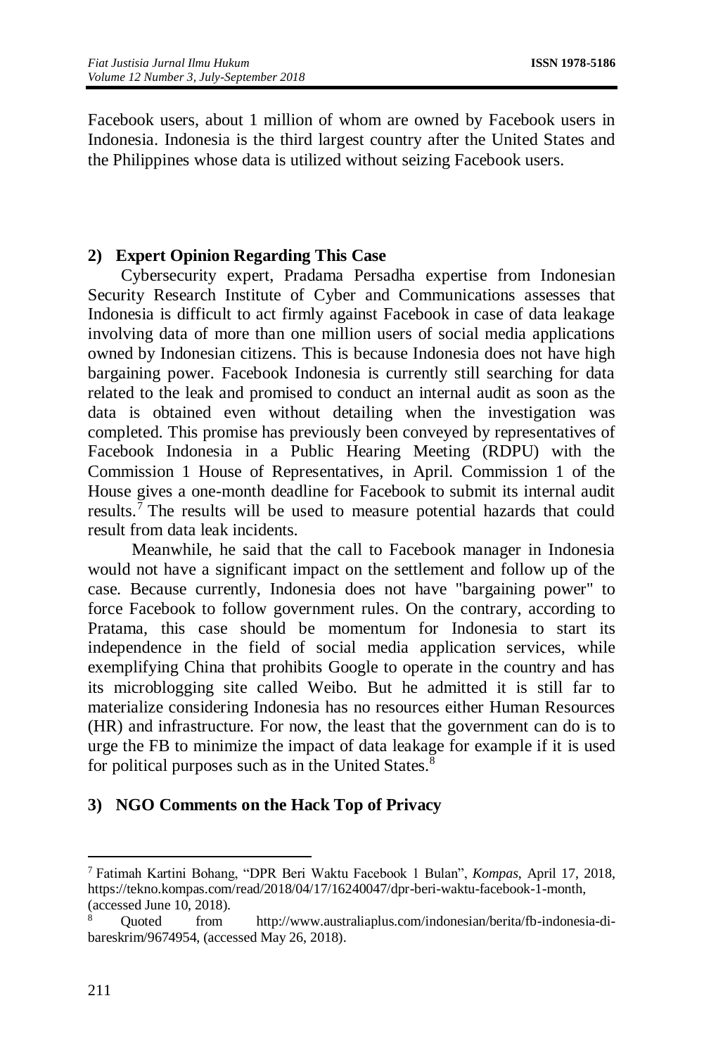Facebook users, about 1 million of whom are owned by Facebook users in Indonesia. Indonesia is the third largest country after the United States and the Philippines whose data is utilized without seizing Facebook users.

### 2) Expert Opinion Regarding This Case

Cybersecurity expert, Pradama Persadha expertise from Indonesian Security Research Institute of Cyber and Communications assesses that Indonesia is difficult to act firmly against Facebook in case of data leakage involving data of more than one million users of social media applications owned by Indonesian citizens. This is because Indonesia does not have high bargaining power. Facebook Indonesia is currently still searching for data related to the leak and promised to conduct an internal audit as soon as the data is obtained even without detailing when the investigation was completed. This promise has previously been conveyed by representatives of Facebook Indonesia in a Public Hearing Meeting (RDPU) with the Commission 1 House of Representatives, in April. Commission 1 of the House gives a one-month deadline for Facebook to submit its internal audit results.[7] The results will be used to measure potential hazards that could result from data leak incidents.

Meanwhile, he said that the call to Facebook manager in Indonesia would not have a significant impact on the settlement and follow up of the case. Because currently, Indonesia does not have "bargaining power" to force Facebook to follow government rules. On the contrary, according to Pratama, this case should be momentum for Indonesia to start its independence in the field of social media application services, while exemplifying China that prohibits Google to operate in the country and has its microblogging site called Weibo. But he admitted it is still far to materialize considering Indonesia has no resources either Human Resources (HR) and infrastructure. For now, the least that the government can do is to urge the FB to minimize the impact of data leakage for example if it is used for political purposes such as in the United States.[8]

### 3) NGO Comments on the Hack Top of Privacy

---

[7] Fatimah Kartini Bohang, "DPR Beri Waktu Facebook 1 Bulan", *Kompas*, April 17, 2018, https://tekno.kompas.com/read/2018/04/17/16240047/dpr-beri-waktu-facebook-1-month, (accessed June 10, 2018).

[8] Quoted from http://www.australiaplus.com/indonesian/berita/fb-indonesia-di-bareskrim/9674954, (accessed May 26, 2018).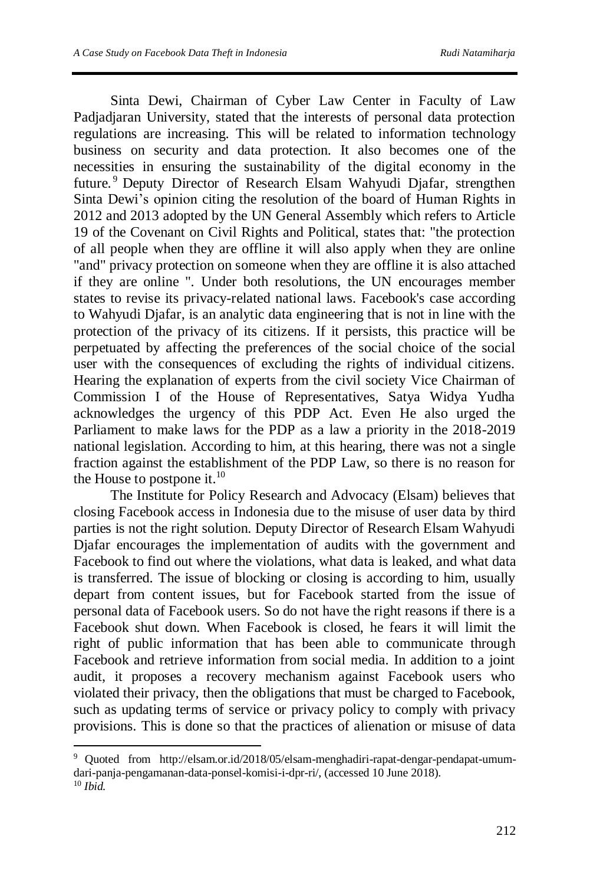Sinta Dewi, Chairman of Cyber Law Center in Faculty of Law Padjadjaran University, stated that the interests of personal data protection regulations are increasing. This will be related to information technology business on security and data protection. It also becomes one of the necessities in ensuring the sustainability of the digital economy in the future.[9] Deputy Director of Research Elsam Wahyudi Djafar, strengthen Sinta Dewi's opinion citing the resolution of the board of Human Rights in 2012 and 2013 adopted by the UN General Assembly which refers to Article 19 of the Covenant on Civil Rights and Political, states that: "the protection of all people when they are offline it will also apply when they are online "and" privacy protection on someone when they are offline it is also attached if they are online ". Under both resolutions, the UN encourages member states to revise its privacy-related national laws. Facebook's case according to Wahyudi Djafar, is an analytic data engineering that is not in line with the protection of the privacy of its citizens. If it persists, this practice will be perpetuated by affecting the preferences of the social choice of the social user with the consequences of excluding the rights of individual citizens. Hearing the explanation of experts from the civil society Vice Chairman of Commission I of the House of Representatives, Satya Widya Yudha acknowledges the urgency of this PDP Act. Even He also urged the Parliament to make laws for the PDP as a law a priority in the 2018-2019 national legislation. According to him, at this hearing, there was not a single fraction against the establishment of the PDP Law, so there is no reason for the House to postpone it.[10]

The Institute for Policy Research and Advocacy (Elsam) believes that closing Facebook access in Indonesia due to the misuse of user data by third parties is not the right solution. Deputy Director of Research Elsam Wahyudi Djafar encourages the implementation of audits with the government and Facebook to find out where the violations, what data is leaked, and what data is transferred. The issue of blocking or closing is according to him, usually depart from content issues, but for Facebook started from the issue of personal data of Facebook users. So do not have the right reasons if there is a Facebook shut down. When Facebook is closed, he fears it will limit the right of public information that has been able to communicate through Facebook and retrieve information from social media. In addition to a joint audit, it proposes a recovery mechanism against Facebook users who violated their privacy, then the obligations that must be charged to Facebook, such as updating terms of service or privacy policy to comply with privacy provisions. This is done so that the practices of alienation or misuse of data

---

[9] Quoted from http://elsam.or.id/2018/05/elsam-menghadiri-rapat-dengar-pendapat-umum-dari-panja-pengamanan-data-ponsel-komisi-i-dpr-ri/, (accessed 10 June 2018).

[10] *Ibid.*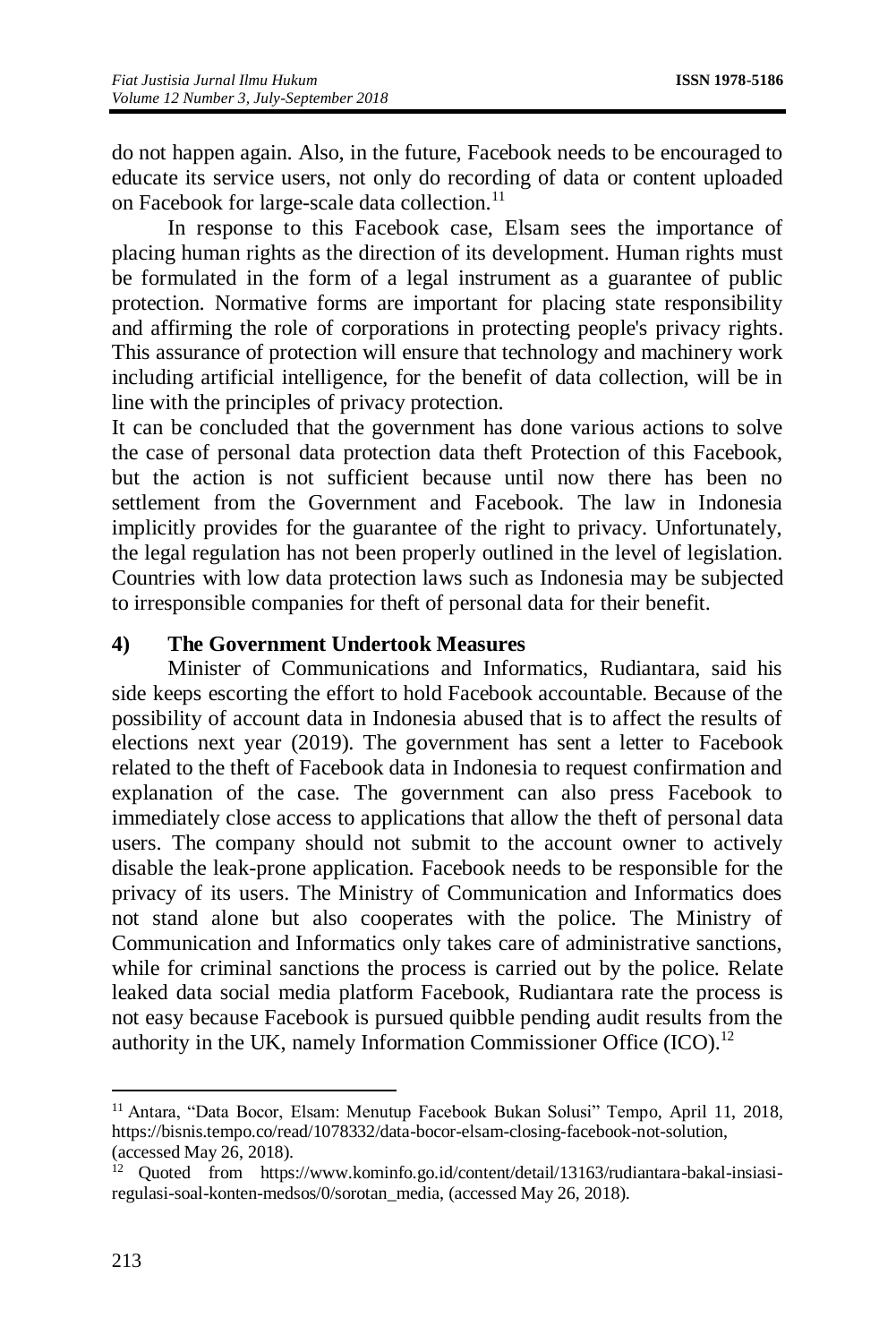do not happen again. Also, in the future, Facebook needs to be encouraged to educate its service users, not only do recording of data or content uploaded on Facebook for large-scale data collection.[11]

In response to this Facebook case, Elsam sees the importance of placing human rights as the direction of its development. Human rights must be formulated in the form of a legal instrument as a guarantee of public protection. Normative forms are important for placing state responsibility and affirming the role of corporations in protecting people's privacy rights. This assurance of protection will ensure that technology and machinery work including artificial intelligence, for the benefit of data collection, will be in line with the principles of privacy protection.

It can be concluded that the government has done various actions to solve the case of personal data protection data theft Protection of this Facebook, but the action is not sufficient because until now there has been no settlement from the Government and Facebook. The law in Indonesia implicitly provides for the guarantee of the right to privacy. Unfortunately, the legal regulation has not been properly outlined in the level of legislation. Countries with low data protection laws such as Indonesia may be subjected to irresponsible companies for theft of personal data for their benefit.

### 4) The Government Undertook Measures

Minister of Communications and Informatics, Rudiantara, said his side keeps escorting the effort to hold Facebook accountable. Because of the possibility of account data in Indonesia abused that is to affect the results of elections next year (2019). The government has sent a letter to Facebook related to the theft of Facebook data in Indonesia to request confirmation and explanation of the case. The government can also press Facebook to immediately close access to applications that allow the theft of personal data users. The company should not submit to the account owner to actively disable the leak-prone application. Facebook needs to be responsible for the privacy of its users. The Ministry of Communication and Informatics does not stand alone but also cooperates with the police. The Ministry of Communication and Informatics only takes care of administrative sanctions, while for criminal sanctions the process is carried out by the police. Relate leaked data social media platform Facebook, Rudiantara rate the process is not easy because Facebook is pursued quibble pending audit results from the authority in the UK, namely Information Commissioner Office (ICO).[12]

---

[11] Antara, "Data Bocor, Elsam: Menutup Facebook Bukan Solusi" Tempo, April 11, 2018, https://bisnis.tempo.co/read/1078332/data-bocor-elsam-closing-facebook-not-solution, (accessed May 26, 2018).

[12] Quoted from https://www.kominfo.go.id/content/detail/13163/rudiantara-bakal-insiasi-regulasi-soal-konten-medsos/0/sorotan_media, (accessed May 26, 2018).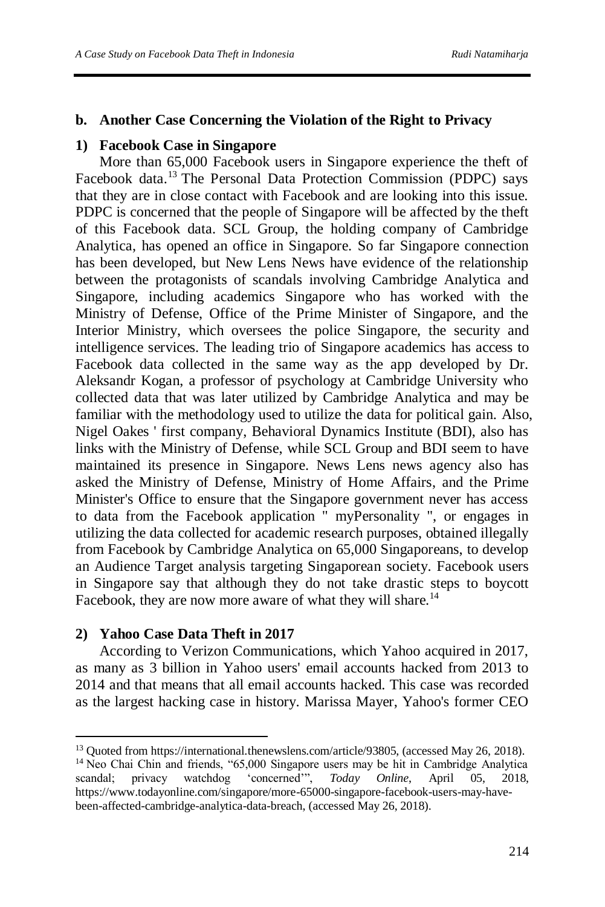**b. Another Case Concerning the Violation of the Right to Privacy**

**1) Facebook Case in Singapore**

More than 65,000 Facebook users in Singapore experience the theft of Facebook data.[13] The Personal Data Protection Commission (PDPC) says that they are in close contact with Facebook and are looking into this issue. PDPC is concerned that the people of Singapore will be affected by the theft of this Facebook data. SCL Group, the holding company of Cambridge Analytica, has opened an office in Singapore. So far Singapore connection has been developed, but New Lens News have evidence of the relationship between the protagonists of scandals involving Cambridge Analytica and Singapore, including academics Singapore who has worked with the Ministry of Defense, Office of the Prime Minister of Singapore, and the Interior Ministry, which oversees the police Singapore, the security and intelligence services. The leading trio of Singapore academics has access to Facebook data collected in the same way as the app developed by Dr. Aleksandr Kogan, a professor of psychology at Cambridge University who collected data that was later utilized by Cambridge Analytica and may be familiar with the methodology used to utilize the data for political gain. Also, Nigel Oakes ' first company, Behavioral Dynamics Institute (BDI), also has links with the Ministry of Defense, while SCL Group and BDI seem to have maintained its presence in Singapore. News Lens news agency also has asked the Ministry of Defense, Ministry of Home Affairs, and the Prime Minister's Office to ensure that the Singapore government never has access to data from the Facebook application " myPersonality ", or engages in utilizing the data collected for academic research purposes, obtained illegally from Facebook by Cambridge Analytica on 65,000 Singaporeans, to develop an Audience Target analysis targeting Singaporean society. Facebook users in Singapore say that although they do not take drastic steps to boycott Facebook, they are now more aware of what they will share.[14]

**2) Yahoo Case Data Theft in 2017**

According to Verizon Communications, which Yahoo acquired in 2017, as many as 3 billion in Yahoo users' email accounts hacked from 2013 to 2014 and that means that all email accounts hacked. This case was recorded as the largest hacking case in history. Marissa Mayer, Yahoo's former CEO

---

[13] Quoted from https://international.thenewslens.com/article/93805, (accessed May 26, 2018).

[14] Neo Chai Chin and friends, "65,000 Singapore users may be hit in Cambridge Analytica scandal; privacy watchdog 'concerned'", *Today Online*, April 05, 2018, https://www.todayonline.com/singapore/more-65000-singapore-facebook-users-may-have-been-affected-cambridge-analytica-data-breach, (accessed May 26, 2018).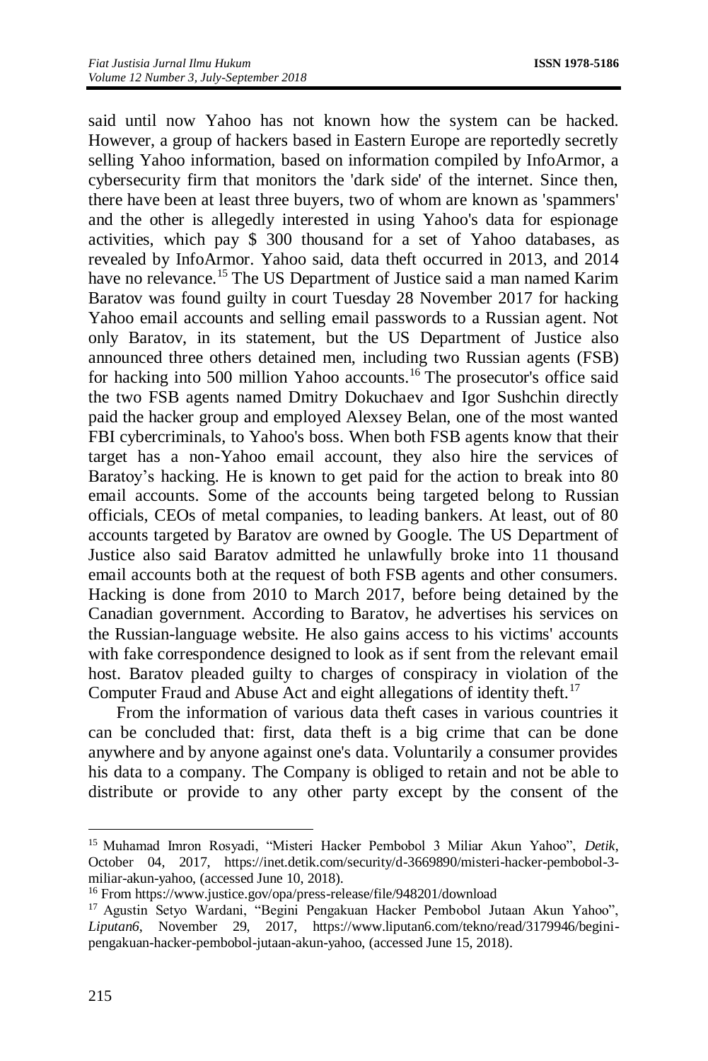said until now Yahoo has not known how the system can be hacked. However, a group of hackers based in Eastern Europe are reportedly secretly selling Yahoo information, based on information compiled by InfoArmor, a cybersecurity firm that monitors the 'dark side' of the internet. Since then, there have been at least three buyers, two of whom are known as 'spammers' and the other is allegedly interested in using Yahoo's data for espionage activities, which pay $ 300 thousand for a set of Yahoo databases, as revealed by InfoArmor. Yahoo said, data theft occurred in 2013, and 2014 have no relevance.[15] The US Department of Justice said a man named Karim Baratov was found guilty in court Tuesday 28 November 2017 for hacking Yahoo email accounts and selling email passwords to a Russian agent. Not only Baratov, in its statement, but the US Department of Justice also announced three others detained men, including two Russian agents (FSB) for hacking into 500 million Yahoo accounts.[16] The prosecutor's office said the two FSB agents named Dmitry Dokuchaev and Igor Sushchin directly paid the hacker group and employed Alexsey Belan, one of the most wanted FBI cybercriminals, to Yahoo's boss. When both FSB agents know that their target has a non-Yahoo email account, they also hire the services of Baratoy's hacking. He is known to get paid for the action to break into 80 email accounts. Some of the accounts being targeted belong to Russian officials, CEOs of metal companies, to leading bankers. At least, out of 80 accounts targeted by Baratov are owned by Google. The US Department of Justice also said Baratov admitted he unlawfully broke into 11 thousand email accounts both at the request of both FSB agents and other consumers. Hacking is done from 2010 to March 2017, before being detained by the Canadian government. According to Baratov, he advertises his services on the Russian-language website. He also gains access to his victims' accounts with fake correspondence designed to look as if sent from the relevant email host. Baratov pleaded guilty to charges of conspiracy in violation of the Computer Fraud and Abuse Act and eight allegations of identity theft.[17]

From the information of various data theft cases in various countries it can be concluded that: first, data theft is a big crime that can be done anywhere and by anyone against one's data. Voluntarily a consumer provides his data to a company. The Company is obliged to retain and not be able to distribute or provide to any other party except by the consent of the

---

[15] Muhamad Imron Rosyadi, "Misteri Hacker Pembobol 3 Miliar Akun Yahoo", *Detik*, October 04, 2017, https://inet.detik.com/security/d-3669890/misteri-hacker-pembobol-3-miliar-akun-yahoo, (accessed June 10, 2018).

[16] From https://www.justice.gov/opa/press-release/file/948201/download

[17] Agustin Setyo Wardani, "Begini Pengakuan Hacker Pembobol Jutaan Akun Yahoo", *Liputan6*, November 29, 2017, https://www.liputan6.com/tekno/read/3179946/begini-pengakuan-hacker-pembobol-jutaan-akun-yahoo, (accessed June 15, 2018).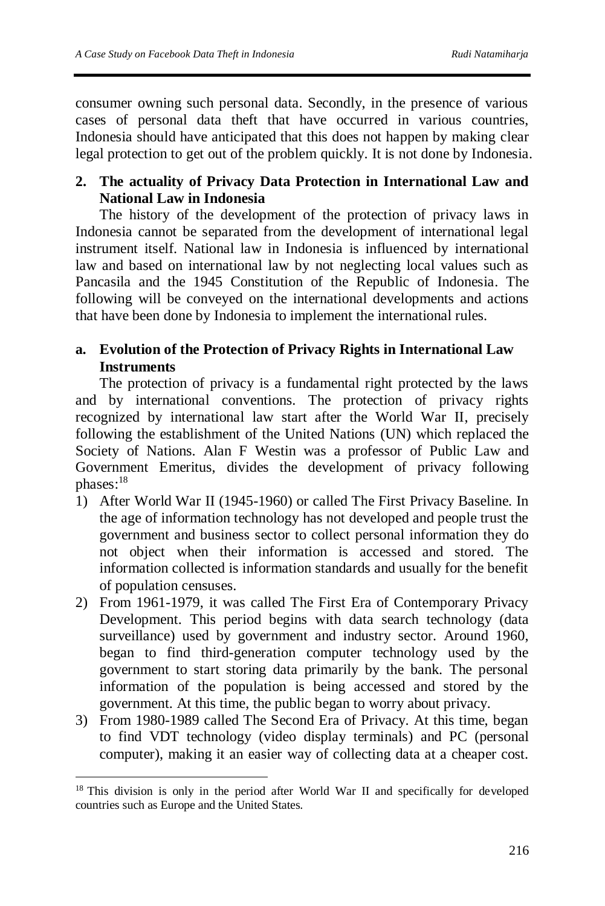consumer owning such personal data. Secondly, in the presence of various cases of personal data theft that have occurred in various countries, Indonesia should have anticipated that this does not happen by making clear legal protection to get out of the problem quickly. It is not done by Indonesia.

### 2. The actuality of Privacy Data Protection in International Law and National Law in Indonesia

The history of the development of the protection of privacy laws in Indonesia cannot be separated from the development of international legal instrument itself. National law in Indonesia is influenced by international law and based on international law by not neglecting local values such as Pancasila and the 1945 Constitution of the Republic of Indonesia. The following will be conveyed on the international developments and actions that have been done by Indonesia to implement the international rules.

#### a. Evolution of the Protection of Privacy Rights in International Law Instruments

The protection of privacy is a fundamental right protected by the laws and by international conventions. The protection of privacy rights recognized by international law start after the World War II, precisely following the establishment of the United Nations (UN) which replaced the Society of Nations. Alan F Westin was a professor of Public Law and Government Emeritus, divides the development of privacy following phases:[18]

1) After World War II (1945-1960) or called The First Privacy Baseline. In the age of information technology has not developed and people trust the government and business sector to collect personal information they do not object when their information is accessed and stored. The information collected is information standards and usually for the benefit of population censuses.
2) From 1961-1979, it was called The First Era of Contemporary Privacy Development. This period begins with data search technology (data surveillance) used by government and industry sector. Around 1960, began to find third-generation computer technology used by the government to start storing data primarily by the bank. The personal information of the population is being accessed and stored by the government. At this time, the public began to worry about privacy.
3) From 1980-1989 called The Second Era of Privacy. At this time, began to find VDT technology (video display terminals) and PC (personal computer), making it an easier way of collecting data at a cheaper cost.

[18] This division is only in the period after World War II and specifically for developed countries such as Europe and the United States.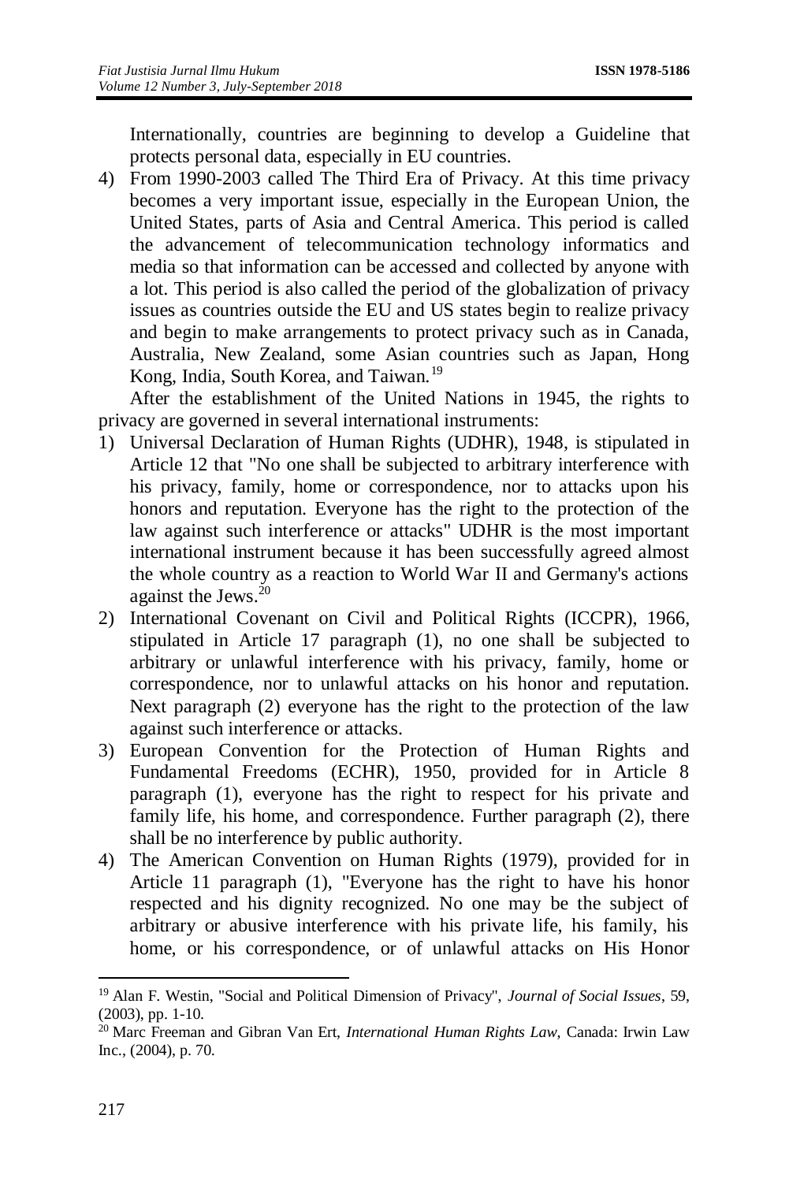Internationally, countries are beginning to develop a Guideline that protects personal data, especially in EU countries.

4) From 1990-2003 called The Third Era of Privacy. At this time privacy becomes a very important issue, especially in the European Union, the United States, parts of Asia and Central America. This period is called the advancement of telecommunication technology informatics and media so that information can be accessed and collected by anyone with a lot. This period is also called the period of the globalization of privacy issues as countries outside the EU and US states begin to realize privacy and begin to make arrangements to protect privacy such as in Canada, Australia, New Zealand, some Asian countries such as Japan, Hong Kong, India, South Korea, and Taiwan.[19]

After the establishment of the United Nations in 1945, the rights to privacy are governed in several international instruments:

1) Universal Declaration of Human Rights (UDHR), 1948, is stipulated in Article 12 that "No one shall be subjected to arbitrary interference with his privacy, family, home or correspondence, nor to attacks upon his honors and reputation. Everyone has the right to the protection of the law against such interference or attacks" UDHR is the most important international instrument because it has been successfully agreed almost the whole country as a reaction to World War II and Germany's actions against the Jews.[20]
2) International Covenant on Civil and Political Rights (ICCPR), 1966, stipulated in Article 17 paragraph (1), no one shall be subjected to arbitrary or unlawful interference with his privacy, family, home or correspondence, nor to unlawful attacks on his honor and reputation. Next paragraph (2) everyone has the right to the protection of the law against such interference or attacks.
3) European Convention for the Protection of Human Rights and Fundamental Freedoms (ECHR), 1950, provided for in Article 8 paragraph (1), everyone has the right to respect for his private and family life, his home, and correspondence. Further paragraph (2), there shall be no interference by public authority.
4) The American Convention on Human Rights (1979), provided for in Article 11 paragraph (1), "Everyone has the right to have his honor respected and his dignity recognized. No one may be the subject of arbitrary or abusive interference with his private life, his family, his home, or his correspondence, or of unlawful attacks on His Honor

---

[19] Alan F. Westin, "Social and Political Dimension of Privacy", *Journal of Social Issues*, 59, (2003), pp. 1-10.

[20] Marc Freeman and Gibran Van Ert, *International Human Rights Law*, Canada: Irwin Law Inc., (2004), p. 70.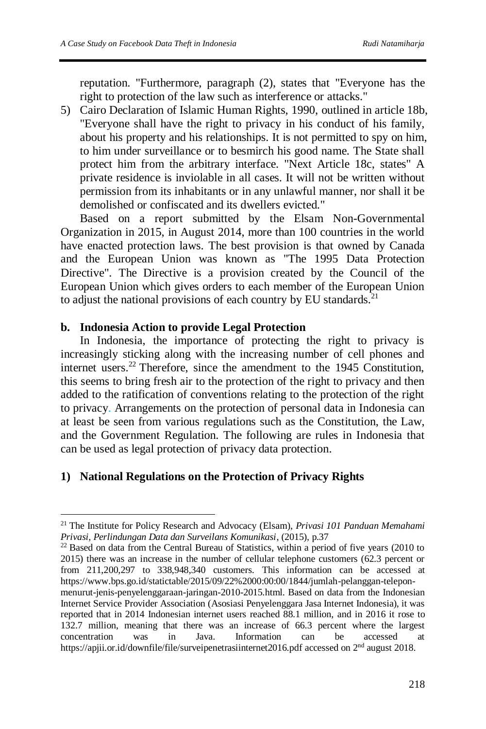reputation. "Furthermore, paragraph (2), states that "Everyone has the right to protection of the law such as interference or attacks."

5) Cairo Declaration of Islamic Human Rights, 1990, outlined in article 18b, "Everyone shall have the right to privacy in his conduct of his family, about his property and his relationships. It is not permitted to spy on him, to him under surveillance or to besmirch his good name. The State shall protect him from the arbitrary interface. "Next Article 18c, states" A private residence is inviolable in all cases. It will not be written without permission from its inhabitants or in any unlawful manner, nor shall it be demolished or confiscated and its dwellers evicted."

Based on a report submitted by the Elsam Non-Governmental Organization in 2015, in August 2014, more than 100 countries in the world have enacted protection laws. The best provision is that owned by Canada and the European Union was known as "The 1995 Data Protection Directive". The Directive is a provision created by the Council of the European Union which gives orders to each member of the European Union to adjust the national provisions of each country by EU standards.[21]

**b. Indonesia Action to provide Legal Protection**

In Indonesia, the importance of protecting the right to privacy is increasingly sticking along with the increasing number of cell phones and internet users.[22] Therefore, since the amendment to the 1945 Constitution, this seems to bring fresh air to the protection of the right to privacy and then added to the ratification of conventions relating to the protection of the right to privacy. Arrangements on the protection of personal data in Indonesia can at least be seen from various regulations such as the Constitution, the Law, and the Government Regulation. The following are rules in Indonesia that can be used as legal protection of privacy data protection.

**1) National Regulations on the Protection of Privacy Rights**

---

[21] The Institute for Policy Research and Advocacy (Elsam), *Privasi 101 Panduan Memahami Privasi, Perlindungan Data dan Surveilans Komunikasi*, (2015), p.37

[22] Based on data from the Central Bureau of Statistics, within a period of five years (2010 to 2015) there was an increase in the number of cellular telephone customers (62.3 percent or from 211,200,297 to 338,948,340 customers. This information can be accessed at https://www.bps.go.id/statictable/2015/09/22%2000:00:00/1844/jumlah-pelanggan-telepon-menurut-jenis-penyelenggaraan-jaringan-2010-2015.html. Based on data from the Indonesian Internet Service Provider Association (Asosiasi Penyelenggara Jasa Internet Indonesia), it was reported that in 2014 Indonesian internet users reached 88.1 million, and in 2016 it rose to 132.7 million, meaning that there was an increase of 66.3 percent where the largest concentration was in Java. Information can be accessed at https://apjii.or.id/downfile/file/surveipenetrasiinternet2016.pdf accessed on 2nd august 2018.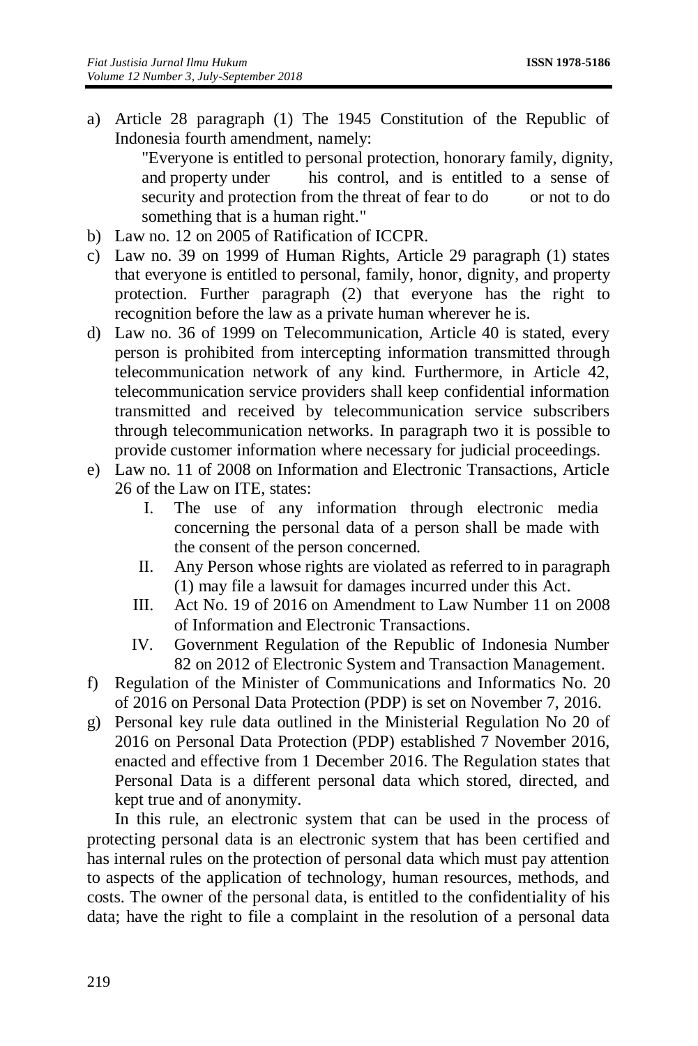a) Article 28 paragraph (1) The 1945 Constitution of the Republic of Indonesia fourth amendment, namely:

   "Everyone is entitled to personal protection, honorary family, dignity, and property under his control, and is entitled to a sense of security and protection from the threat of fear to do or not to do something that is a human right."

b) Law no. 12 on 2005 of Ratification of ICCPR.
c) Law no. 39 on 1999 of Human Rights, Article 29 paragraph (1) states that everyone is entitled to personal, family, honor, dignity, and property protection. Further paragraph (2) that everyone has the right to recognition before the law as a private human wherever he is.
d) Law no. 36 of 1999 on Telecommunication, Article 40 is stated, every person is prohibited from intercepting information transmitted through telecommunication network of any kind. Furthermore, in Article 42, telecommunication service providers shall keep confidential information transmitted and received by telecommunication service subscribers through telecommunication networks. In paragraph two it is possible to provide customer information where necessary for judicial proceedings.
e) Law no. 11 of 2008 on Information and Electronic Transactions, Article 26 of the Law on ITE, states:
   I. The use of any information through electronic media concerning the personal data of a person shall be made with the consent of the person concerned.
   II. Any Person whose rights are violated as referred to in paragraph (1) may file a lawsuit for damages incurred under this Act.
   III. Act No. 19 of 2016 on Amendment to Law Number 11 on 2008 of Information and Electronic Transactions.
   IV. Government Regulation of the Republic of Indonesia Number 82 on 2012 of Electronic System and Transaction Management.
f) Regulation of the Minister of Communications and Informatics No. 20 of 2016 on Personal Data Protection (PDP) is set on November 7, 2016.
g) Personal key rule data outlined in the Ministerial Regulation No 20 of 2016 on Personal Data Protection (PDP) established 7 November 2016, enacted and effective from 1 December 2016. The Regulation states that Personal Data is a different personal data which stored, directed, and kept true and of anonymity.

In this rule, an electronic system that can be used in the process of protecting personal data is an electronic system that has been certified and has internal rules on the protection of personal data which must pay attention to aspects of the application of technology, human resources, methods, and costs. The owner of the personal data, is entitled to the confidentiality of his data; have the right to file a complaint in the resolution of a personal data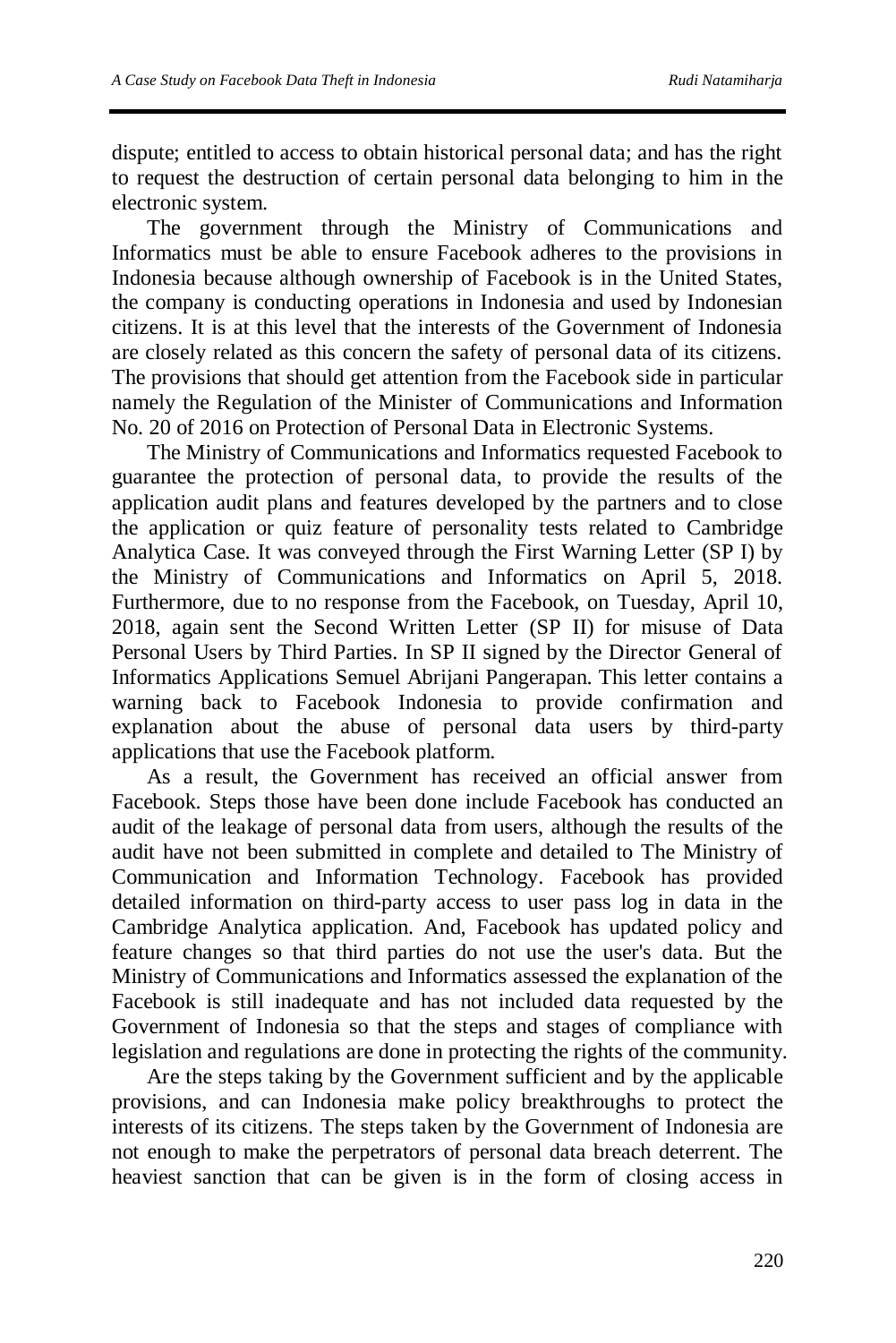dispute; entitled to access to obtain historical personal data; and has the right to request the destruction of certain personal data belonging to him in the electronic system.

The government through the Ministry of Communications and Informatics must be able to ensure Facebook adheres to the provisions in Indonesia because although ownership of Facebook is in the United States, the company is conducting operations in Indonesia and used by Indonesian citizens. It is at this level that the interests of the Government of Indonesia are closely related as this concern the safety of personal data of its citizens. The provisions that should get attention from the Facebook side in particular namely the Regulation of the Minister of Communications and Information No. 20 of 2016 on Protection of Personal Data in Electronic Systems.

The Ministry of Communications and Informatics requested Facebook to guarantee the protection of personal data, to provide the results of the application audit plans and features developed by the partners and to close the application or quiz feature of personality tests related to Cambridge Analytica Case. It was conveyed through the First Warning Letter (SP I) by the Ministry of Communications and Informatics on April 5, 2018. Furthermore, due to no response from the Facebook, on Tuesday, April 10, 2018, again sent the Second Written Letter (SP II) for misuse of Data Personal Users by Third Parties. In SP II signed by the Director General of Informatics Applications Semuel Abrijani Pangerapan. This letter contains a warning back to Facebook Indonesia to provide confirmation and explanation about the abuse of personal data users by third-party applications that use the Facebook platform.

As a result, the Government has received an official answer from Facebook. Steps those have been done include Facebook has conducted an audit of the leakage of personal data from users, although the results of the audit have not been submitted in complete and detailed to The Ministry of Communication and Information Technology. Facebook has provided detailed information on third-party access to user pass log in data in the Cambridge Analytica application. And, Facebook has updated policy and feature changes so that third parties do not use the user's data. But the Ministry of Communications and Informatics assessed the explanation of the Facebook is still inadequate and has not included data requested by the Government of Indonesia so that the steps and stages of compliance with legislation and regulations are done in protecting the rights of the community.

Are the steps taking by the Government sufficient and by the applicable provisions, and can Indonesia make policy breakthroughs to protect the interests of its citizens. The steps taken by the Government of Indonesia are not enough to make the perpetrators of personal data breach deterrent. The heaviest sanction that can be given is in the form of closing access in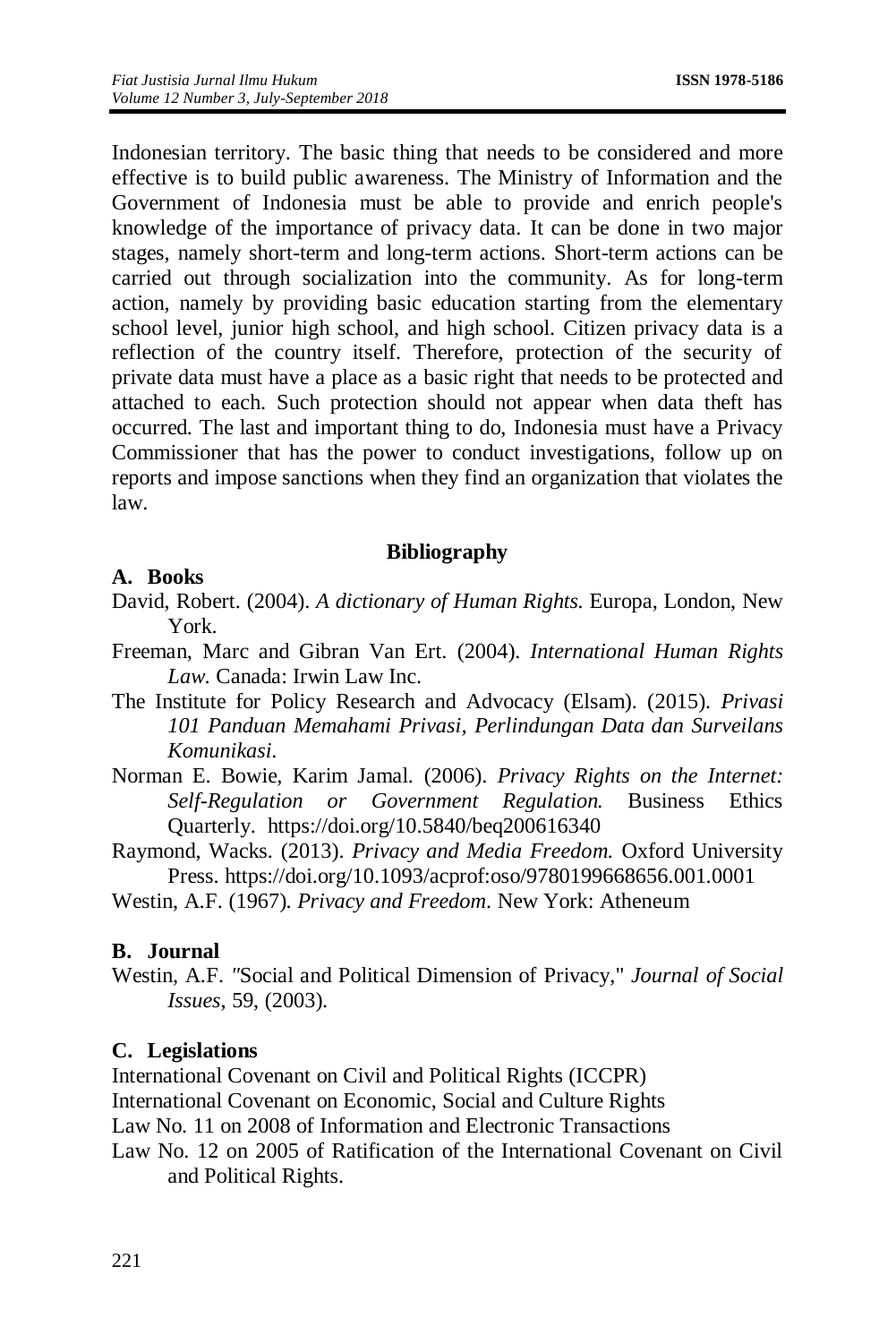Indonesian territory. The basic thing that needs to be considered and more effective is to build public awareness. The Ministry of Information and the Government of Indonesia must be able to provide and enrich people's knowledge of the importance of privacy data. It can be done in two major stages, namely short-term and long-term actions. Short-term actions can be carried out through socialization into the community. As for long-term action, namely by providing basic education starting from the elementary school level, junior high school, and high school. Citizen privacy data is a reflection of the country itself. Therefore, protection of the security of private data must have a place as a basic right that needs to be protected and attached to each. Such protection should not appear when data theft has occurred. The last and important thing to do, Indonesia must have a Privacy Commissioner that has the power to conduct investigations, follow up on reports and impose sanctions when they find an organization that violates the law.

## Bibliography

### A. Books

David, Robert. (2004). *A dictionary of Human Rights.* Europa, London, New York.

Freeman, Marc and Gibran Van Ert. (2004). *International Human Rights Law.* Canada: Irwin Law Inc.

The Institute for Policy Research and Advocacy (Elsam). (2015). *Privasi 101 Panduan Memahami Privasi, Perlindungan Data dan Surveilans Komunikasi.*

Norman E. Bowie, Karim Jamal. (2006). *Privacy Rights on the Internet: Self-Regulation or Government Regulation.* Business Ethics Quarterly. https://doi.org/10.5840/beq200616340

Raymond, Wacks. (2013). *Privacy and Media Freedom.* Oxford University Press. https://doi.org/10.1093/acprof:oso/9780199668656.001.0001

Westin, A.F. (1967). *Privacy and Freedom*. New York: Atheneum

### B. Journal

Westin, A.F. "Social and Political Dimension of Privacy," *Journal of Social Issues,* 59, (2003).

### C. Legislations

International Covenant on Civil and Political Rights (ICCPR)

International Covenant on Economic, Social and Culture Rights

Law No. 11 on 2008 of Information and Electronic Transactions

Law No. 12 on 2005 of Ratification of the International Covenant on Civil and Political Rights.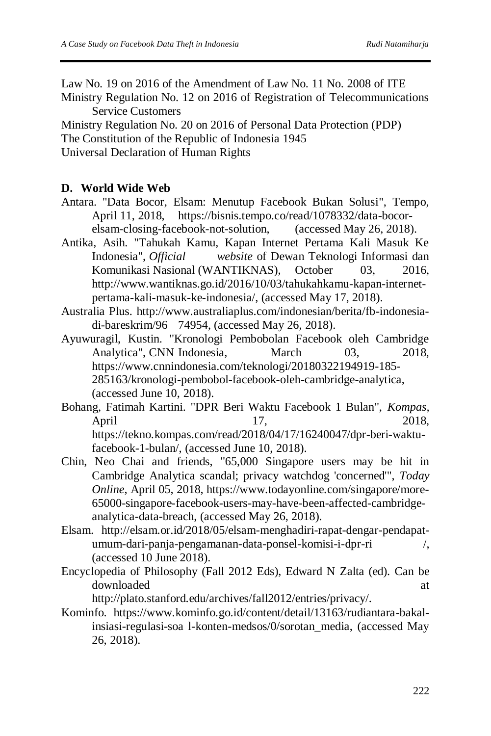Law No. 19 on 2016 of the Amendment of Law No. 11 No. 2008 of ITE

Ministry Regulation No. 12 on 2016 of Registration of Telecommunications Service Customers

Ministry Regulation No. 20 on 2016 of Personal Data Protection (PDP)

The Constitution of the Republic of Indonesia 1945

Universal Declaration of Human Rights

## D. World Wide Web

Antara. "Data Bocor, Elsam: Menutup Facebook Bukan Solusi", Tempo, April 11, 2018, https://bisnis.tempo.co/read/1078332/data-bocor-elsam-closing-facebook-not-solution, (accessed May 26, 2018).

Antika, Asih. "Tahukah Kamu, Kapan Internet Pertama Kali Masuk Ke Indonesia", *Official website* of Dewan Teknologi Informasi dan Komunikasi Nasional (WANTIKNAS), October 03, 2016, http://www.wantiknas.go.id/2016/10/03/tahukahkamu-kapan-internet-pertama-kali-masuk-ke-indonesia/, (accessed May 17, 2018).

Australia Plus. http://www.australiaplus.com/indonesian/berita/fb-indonesia-di-bareskrim/96 74954, (accessed May 26, 2018).

Ayuwuragil, Kustin. "Kronologi Pembobolan Facebook oleh Cambridge Analytica", CNN Indonesia, March 03, 2018, https://www.cnnindonesia.com/teknologi/20180322194919-185-285163/kronologi-pembobol-facebook-oleh-cambridge-analytica, (accessed June 10, 2018).

Bohang, Fatimah Kartini. "DPR Beri Waktu Facebook 1 Bulan", *Kompas*, April 17, 2018, https://tekno.kompas.com/read/2018/04/17/16240047/dpr-beri-waktu-facebook-1-bulan/, (accessed June 10, 2018).

Chin, Neo Chai and friends, "65,000 Singapore users may be hit in Cambridge Analytica scandal; privacy watchdog 'concerned'", *Today Online*, April 05, 2018, https://www.todayonline.com/singapore/more-65000-singapore-facebook-users-may-have-been-affected-cambridge-analytica-data-breach, (accessed May 26, 2018).

Elsam. http://elsam.or.id/2018/05/elsam-menghadiri-rapat-dengar-pendapat-umum-dari-panja-pengamanan-data-ponsel-komisi-i-dpr-ri /, (accessed 10 June 2018).

Encyclopedia of Philosophy (Fall 2012 Eds), Edward N Zalta (ed). Can be downloaded at http://plato.stanford.edu/archives/fall2012/entries/privacy/.

Kominfo. https://www.kominfo.go.id/content/detail/13163/rudiantara-bakal-insiasi-regulasi-soa l-konten-medsos/0/sorotan_media, (accessed May 26, 2018).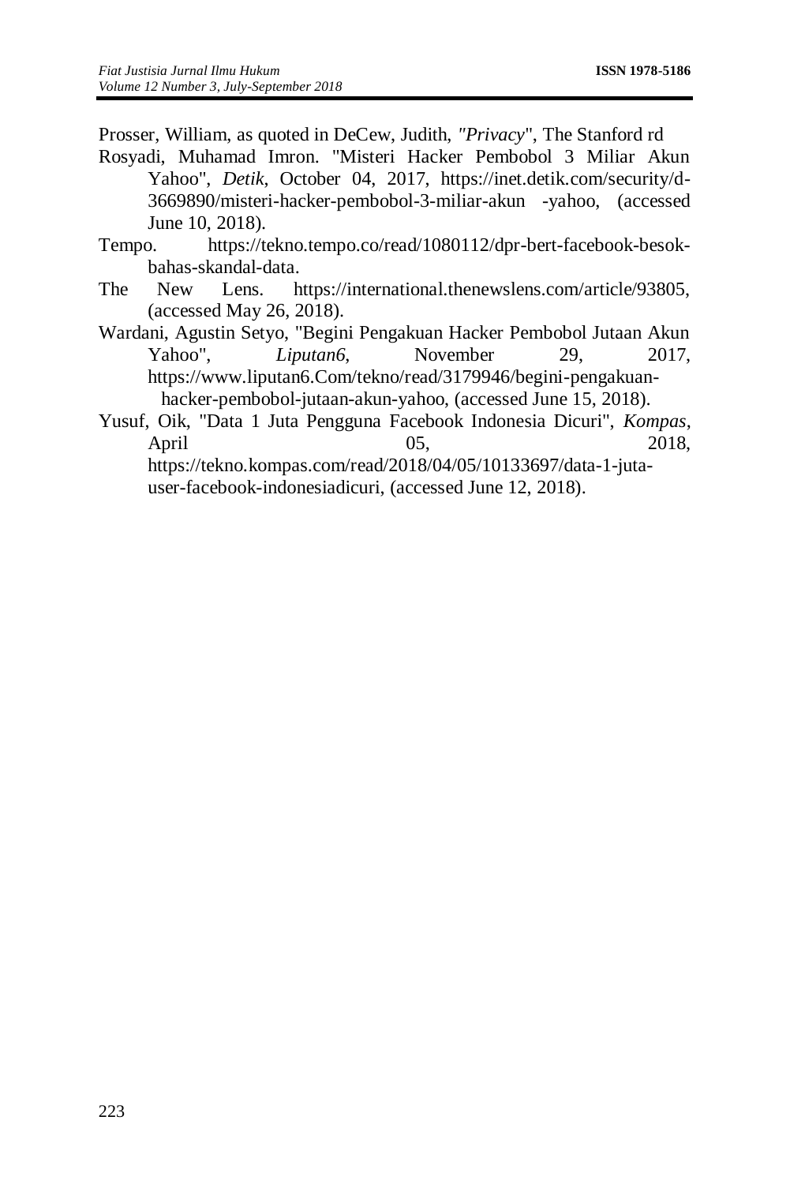Prosser, William, as quoted in DeCew, Judith, *"Privacy*", The Stanford rd

Rosyadi, Muhamad Imron. "Misteri Hacker Pembobol 3 Miliar Akun Yahoo", *Detik*, October 04, 2017, https://inet.detik.com/security/d-3669890/misteri-hacker-pembobol-3-miliar-akun -yahoo, (accessed June 10, 2018).

Tempo. https://tekno.tempo.co/read/1080112/dpr-bert-facebook-besok-bahas-skandal-data.

The New Lens. https://international.thenewslens.com/article/93805, (accessed May 26, 2018).

Wardani, Agustin Setyo, "Begini Pengakuan Hacker Pembobol Jutaan Akun Yahoo", *Liputan6*, November 29, 2017, https://www.liputan6.Com/tekno/read/3179946/begini-pengakuan-hacker-pembobol-jutaan-akun-yahoo, (accessed June 15, 2018).

Yusuf, Oik, "Data 1 Juta Pengguna Facebook Indonesia Dicuri", *Kompas*, April 05, 2018, https://tekno.kompas.com/read/2018/04/05/10133697/data-1-juta-user-facebook-indonesiadicuri, (accessed June 12, 2018).